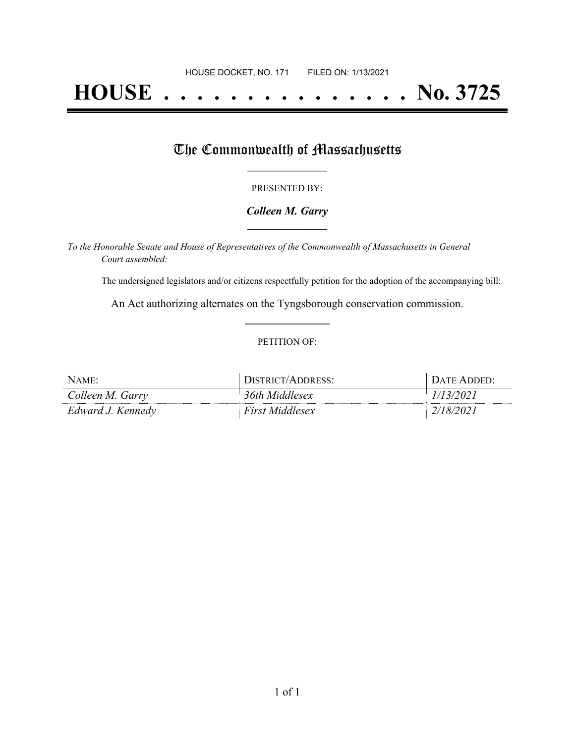HOUSE DOCKET, NO. 171 FILED ON: 1/13/2021

# HOUSE . . . . . . . . . . . . . . . No. 3725

## The Commonwealth of Massachusetts

PRESENTED BY:

***Colleen M. Garry***

*To the Honorable Senate and House of Representatives of the Commonwealth of Massachusetts in General Court assembled:*

The undersigned legislators and/or citizens respectfully petition for the adoption of the accompanying bill:

An Act authorizing alternates on the Tyngsborough conservation commission.

PETITION OF:

| NAME: | DISTRICT/ADDRESS: | DATE ADDED: |
|---|---|---|
| *Colleen M. Garry* | *36th Middlesex* | *1/13/2021* |
| *Edward J. Kennedy* | *First Middlesex* | *2/18/2021* |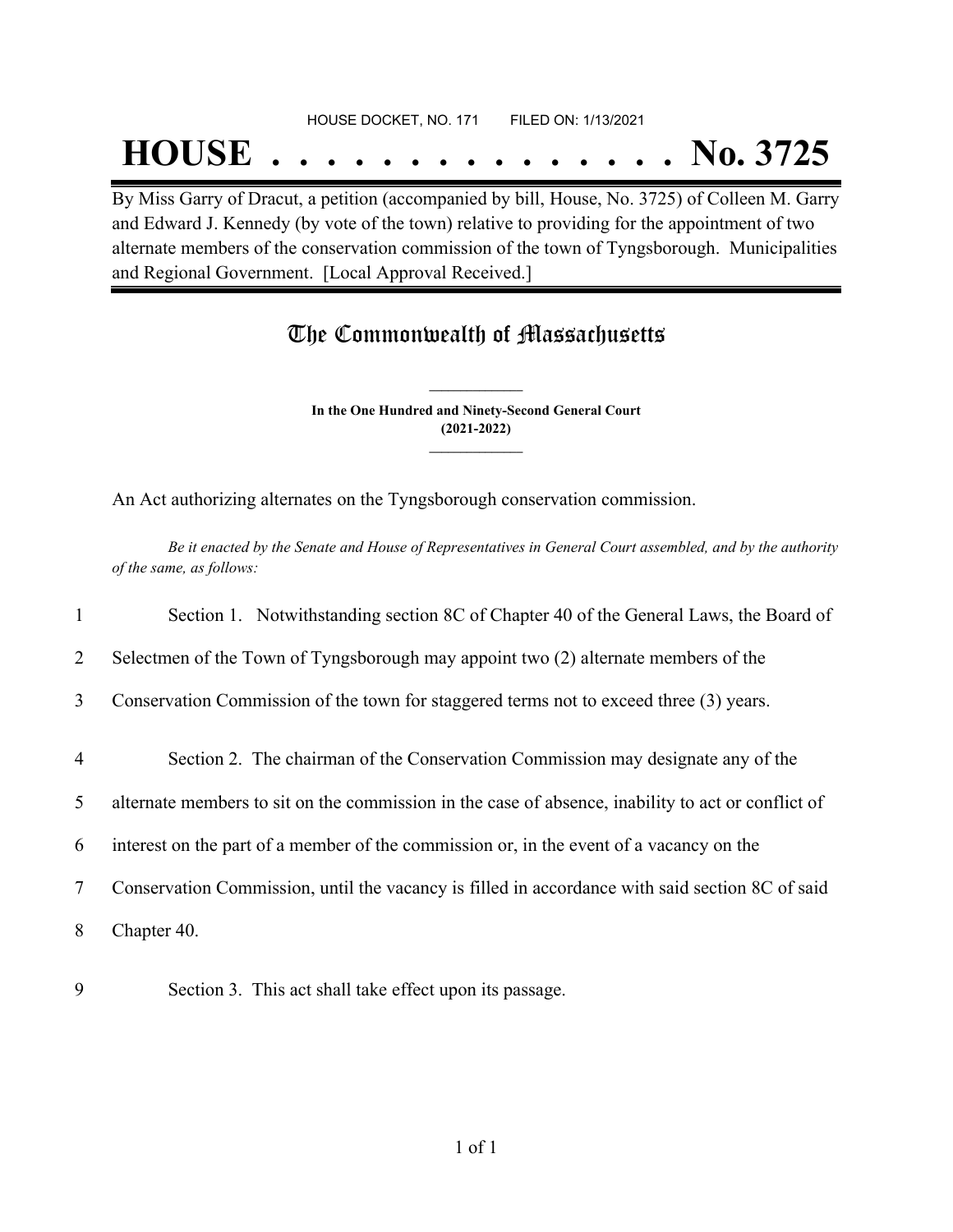HOUSE DOCKET, NO. 171 FILED ON: 1/13/2021

# HOUSE . . . . . . . . . . . . . . . No. 3725

By Miss Garry of Dracut, a petition (accompanied by bill, House, No. 3725) of Colleen M. Garry and Edward J. Kennedy (by vote of the town) relative to providing for the appointment of two alternate members of the conservation commission of the town of Tyngsborough. Municipalities and Regional Government. [Local Approval Received.]

## The Commonwealth of Massachusetts

**In the One Hundred and Ninety-Second General Court**
**(2021-2022)**

An Act authorizing alternates on the Tyngsborough conservation commission.

*Be it enacted by the Senate and House of Representatives in General Court assembled, and by the authority of the same, as follows:*

1 Section 1. Notwithstanding section 8C of Chapter 40 of the General Laws, the Board of
2 Selectmen of the Town of Tyngsborough may appoint two (2) alternate members of the
3 Conservation Commission of the town for staggered terms not to exceed three (3) years.

4 Section 2. The chairman of the Conservation Commission may designate any of the
5 alternate members to sit on the commission in the case of absence, inability to act or conflict of
6 interest on the part of a member of the commission or, in the event of a vacancy on the
7 Conservation Commission, until the vacancy is filled in accordance with said section 8C of said
8 Chapter 40.

9 Section 3. This act shall take effect upon its passage.